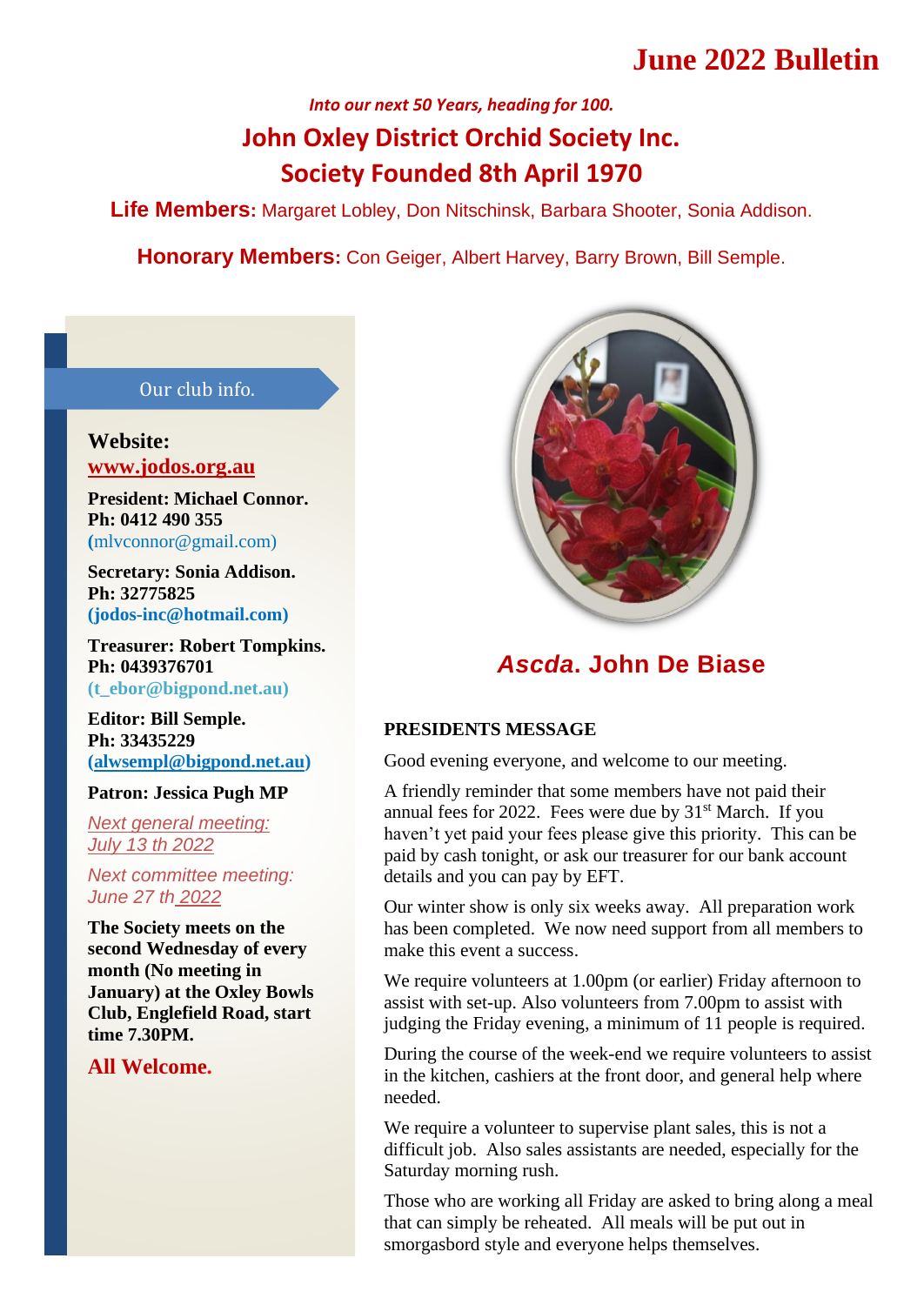# June 2022 Bulletin

*Into our next 50 Years, heading for 100.*

## John Oxley District Orchid Society Inc.
## Society Founded 8th April 1970

**Life Members:** Margaret Lobley, Don Nitschinsk, Barbara Shooter, Sonia Addison.

**Honorary Members:** Con Geiger, Albert Harvey, Barry Brown, Bill Semple.

### Our club info.

**Website:**
**www.jodos.org.au**

**President: Michael Connor.**
**Ph: 0412 490 355**
(mlvconnor@gmail.com)

**Secretary: Sonia Addison.**
**Ph: 32775825**
**(jodos-inc@hotmail.com)**

**Treasurer: Robert Tompkins.**
**Ph: 0439376701**
**(t_ebor@bigpond.net.au)**

**Editor: Bill Semple.**
**Ph: 33435229**
**(alwsempl@bigpond.net.au)**

**Patron: Jessica Pugh MP**

*Next general meeting: July 13 th 2022*

*Next committee meeting: June 27 th 2022*

**The Society meets on the second Wednesday of every month (No meeting in January) at the Oxley Bowls Club, Englefield Road, start time 7.30PM.**

**All Welcome.**

***Ascda*. John De Biase**

**PRESIDENTS MESSAGE**

Good evening everyone, and welcome to our meeting.

A friendly reminder that some members have not paid their annual fees for 2022. Fees were due by 31st March. If you haven't yet paid your fees please give this priority. This can be paid by cash tonight, or ask our treasurer for our bank account details and you can pay by EFT.

Our winter show is only six weeks away. All preparation work has been completed. We now need support from all members to make this event a success.

We require volunteers at 1.00pm (or earlier) Friday afternoon to assist with set-up. Also volunteers from 7.00pm to assist with judging the Friday evening, a minimum of 11 people is required.

During the course of the week-end we require volunteers to assist in the kitchen, cashiers at the front door, and general help where needed.

We require a volunteer to supervise plant sales, this is not a difficult job. Also sales assistants are needed, especially for the Saturday morning rush.

Those who are working all Friday are asked to bring along a meal that can simply be reheated. All meals will be put out in smorgasbord style and everyone helps themselves.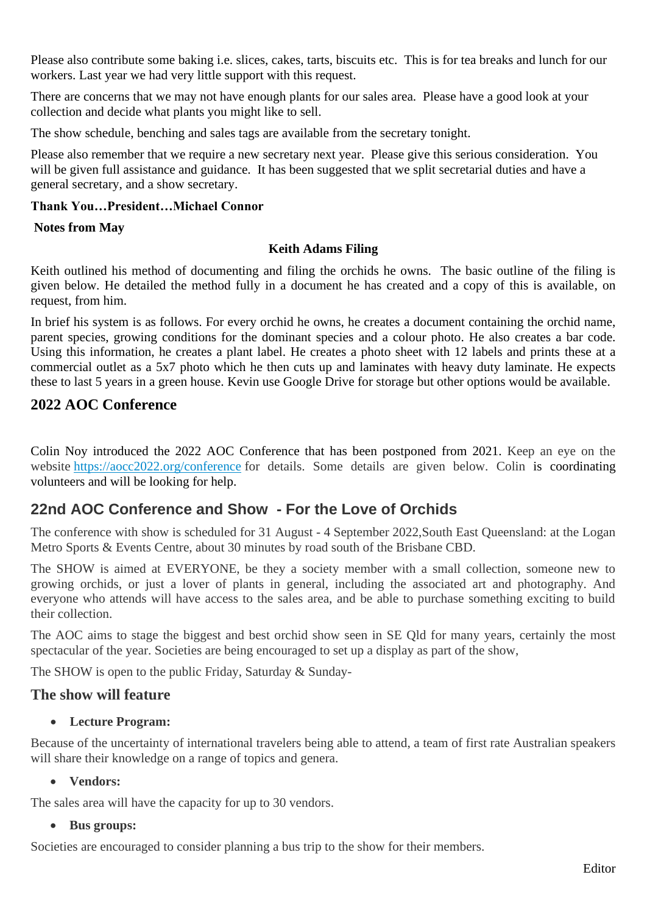Please also contribute some baking i.e. slices, cakes, tarts, biscuits etc. This is for tea breaks and lunch for our workers. Last year we had very little support with this request.

There are concerns that we may not have enough plants for our sales area. Please have a good look at your collection and decide what plants you might like to sell.

The show schedule, benching and sales tags are available from the secretary tonight.

Please also remember that we require a new secretary next year. Please give this serious consideration. You will be given full assistance and guidance. It has been suggested that we split secretarial duties and have a general secretary, and a show secretary.

**Thank You…President…Michael Connor**

**Notes from May**

**Keith Adams Filing**

Keith outlined his method of documenting and filing the orchids he owns. The basic outline of the filing is given below. He detailed the method fully in a document he has created and a copy of this is available, on request, from him.

In brief his system is as follows. For every orchid he owns, he creates a document containing the orchid name, parent species, growing conditions for the dominant species and a colour photo. He also creates a bar code. Using this information, he creates a plant label. He creates a photo sheet with 12 labels and prints these at a commercial outlet as a 5x7 photo which he then cuts up and laminates with heavy duty laminate. He expects these to last 5 years in a green house. Kevin use Google Drive for storage but other options would be available.

## 2022 AOC Conference

Colin Noy introduced the 2022 AOC Conference that has been postponed from 2021. Keep an eye on the website https://aocc2022.org/conference for details. Some details are given below. Colin is coordinating volunteers and will be looking for help.

## 22nd AOC Conference and Show - For the Love of Orchids

The conference with show is scheduled for 31 August - 4 September 2022,South East Queensland: at the Logan Metro Sports & Events Centre, about 30 minutes by road south of the Brisbane CBD.

The SHOW is aimed at EVERYONE, be they a society member with a small collection, someone new to growing orchids, or just a lover of plants in general, including the associated art and photography. And everyone who attends will have access to the sales area, and be able to purchase something exciting to build their collection.

The AOC aims to stage the biggest and best orchid show seen in SE Qld for many years, certainly the most spectacular of the year. Societies are being encouraged to set up a display as part of the show,

The SHOW is open to the public Friday, Saturday & Sunday-

### The show will feature

- **Lecture Program:**

Because of the uncertainty of international travelers being able to attend, a team of first rate Australian speakers will share their knowledge on a range of topics and genera.

- **Vendors:**

The sales area will have the capacity for up to 30 vendors.

- **Bus groups:**

Societies are encouraged to consider planning a bus trip to the show for their members.

Editor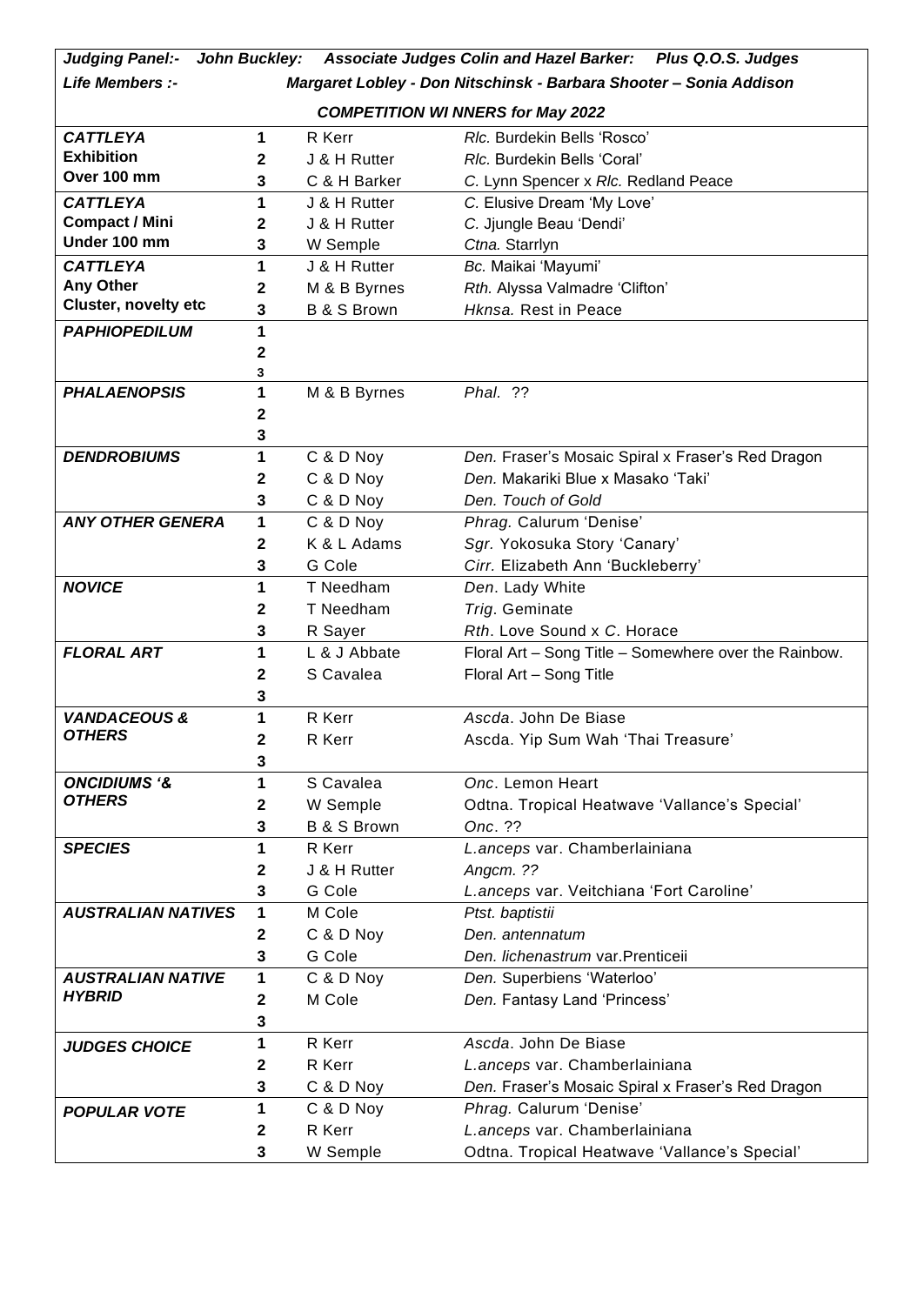***Judging Panel:- John Buckley: Associate Judges Colin and Hazel Barker: Plus Q.O.S. Judges***

***Life Members :- Margaret Lobley - Don Nitschinsk - Barbara Shooter – Sonia Addison***

***COMPETITION WI NNERS for May 2022***

| | | | |
|---|---|---|---|
| ***CATTLEYA*** **Exhibition Over 100 mm** | **1** | R Kerr | *Rlc.* Burdekin Bells 'Rosco' |
| | **2** | J & H Rutter | *Rlc.* Burdekin Bells 'Coral' |
| | **3** | C & H Barker | *C.* Lynn Spencer x *Rlc.* Redland Peace |
| ***CATTLEYA*** **Compact / Mini Under 100 mm** | **1** | J & H Rutter | *C.* Elusive Dream 'My Love' |
| | **2** | J & H Rutter | *C.* Jjungle Beau 'Dendi' |
| | **3** | W Semple | *Ctna.* Starrlyn |
| ***CATTLEYA*** **Any Other Cluster, novelty etc** | **1** | J & H Rutter | *Bc.* Maikai 'Mayumi' |
| | **2** | M & B Byrnes | *Rth.* Alyssa Valmadre 'Clifton' |
| | **3** | B & S Brown | *Hknsa.* Rest in Peace |
| ***PAPHIOPEDILUM*** | **1** | | |
| | **2** | | |
| | **3** | | |
| ***PHALAENOPSIS*** | **1** | M & B Byrnes | *Phal.* ?? |
| | **2** | | |
| | **3** | | |
| ***DENDROBIUMS*** | **1** | C & D Noy | *Den.* Fraser's Mosaic Spiral x Fraser's Red Dragon |
| | **2** | C & D Noy | *Den.* Makariki Blue x Masako 'Taki' |
| | **3** | C & D Noy | *Den. Touch of Gold* |
| ***ANY OTHER GENERA*** | **1** | C & D Noy | *Phrag.* Calurum 'Denise' |
| | **2** | K & L Adams | *Sgr.* Yokosuka Story 'Canary' |
| | **3** | G Cole | *Cirr.* Elizabeth Ann 'Buckleberry' |
| ***NOVICE*** | **1** | T Needham | *Den*. Lady White |
| | **2** | T Needham | *Trig*. Geminate |
| | **3** | R Sayer | *Rth*. Love Sound x *C*. Horace |
| ***FLORAL ART*** | **1** | L & J Abbate | Floral Art – Song Title – Somewhere over the Rainbow. |
| | **2** | S Cavalea | Floral Art – Song Title |
| | **3** | | |
| ***VANDACEOUS & OTHERS*** | **1** | R Kerr | *Ascda*. John De Biase |
| | **2** | R Kerr | Ascda. Yip Sum Wah 'Thai Treasure' |
| | **3** | | |
| ***ONCIDIUMS '& OTHERS*** | **1** | S Cavalea | *Onc*. Lemon Heart |
| | **2** | W Semple | Odtna. Tropical Heatwave 'Vallance's Special' |
| | **3** | B & S Brown | *Onc*. ?? |
| ***SPECIES*** | **1** | R Kerr | *L.anceps* var. Chamberlainiana |
| | **2** | J & H Rutter | *Angcm. ??* |
| | **3** | G Cole | *L.anceps* var. Veitchiana 'Fort Caroline' |
| ***AUSTRALIAN NATIVES*** | **1** | M Cole | *Ptst. baptistii* |
| | **2** | C & D Noy | *Den. antennatum* |
| | **3** | G Cole | *Den. lichenastrum* var.Prenticeii |
| ***AUSTRALIAN NATIVE HYBRID*** | **1** | C & D Noy | *Den.* Superbiens 'Waterloo' |
| | **2** | M Cole | *Den.* Fantasy Land 'Princess' |
| | **3** | | |
| ***JUDGES CHOICE*** | **1** | R Kerr | *Ascda*. John De Biase |
| | **2** | R Kerr | *L.anceps* var. Chamberlainiana |
| | **3** | C & D Noy | *Den.* Fraser's Mosaic Spiral x Fraser's Red Dragon |
| ***POPULAR VOTE*** | **1** | C & D Noy | *Phrag.* Calurum 'Denise' |
| | **2** | R Kerr | *L.anceps* var. Chamberlainiana |
| | **3** | W Semple | Odtna. Tropical Heatwave 'Vallance's Special' |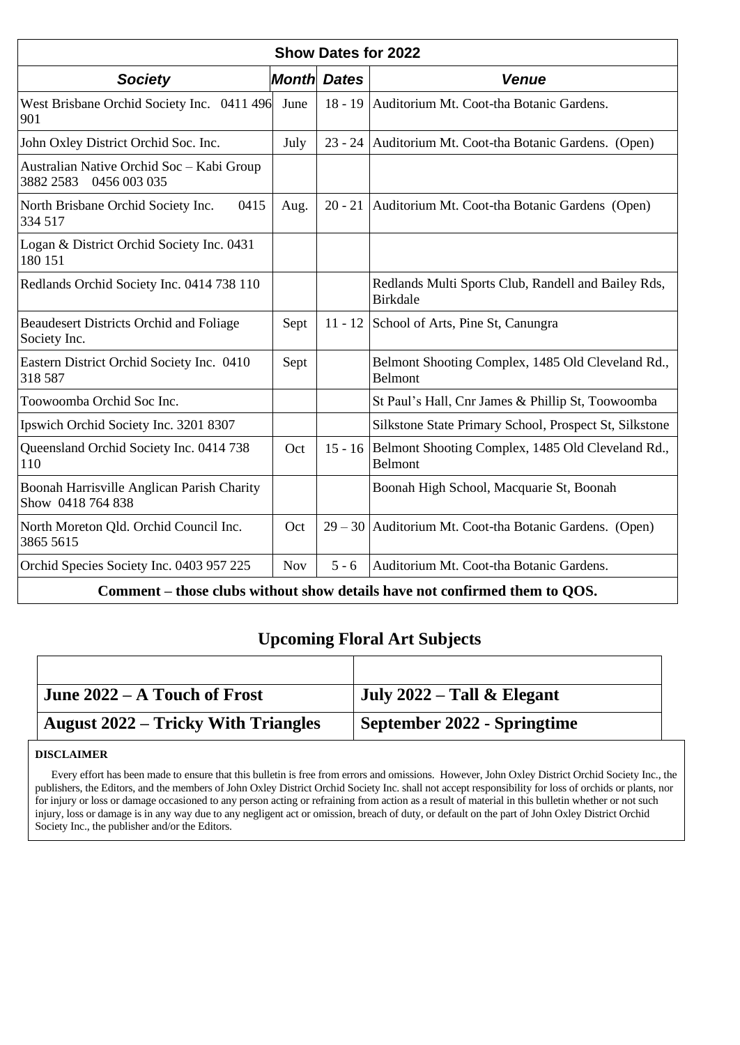| Show Dates for 2022 | | | |
|---|---|---|---|
| ***Society*** | ***Month*** | ***Dates*** | ***Venue*** |
| West Brisbane Orchid Society Inc. 0411 496 901 | June | 18 - 19 | Auditorium Mt. Coot-tha Botanic Gardens. |
| John Oxley District Orchid Soc. Inc. | July | 23 - 24 | Auditorium Mt. Coot-tha Botanic Gardens. (Open) |
| Australian Native Orchid Soc – Kabi Group 3882 2583 0456 003 035 | | | |
| North Brisbane Orchid Society Inc. 0415 334 517 | Aug. | 20 - 21 | Auditorium Mt. Coot-tha Botanic Gardens (Open) |
| Logan & District Orchid Society Inc. 0431 180 151 | | | |
| Redlands Orchid Society Inc. 0414 738 110 | | | Redlands Multi Sports Club, Randell and Bailey Rds, Birkdale |
| Beaudesert Districts Orchid and Foliage Society Inc. | Sept | 11 - 12 | School of Arts, Pine St, Canungra |
| Eastern District Orchid Society Inc. 0410 318 587 | Sept | | Belmont Shooting Complex, 1485 Old Cleveland Rd., Belmont |
| Toowoomba Orchid Soc Inc. | | | St Paul's Hall, Cnr James & Phillip St, Toowoomba |
| Ipswich Orchid Society Inc. 3201 8307 | | | Silkstone State Primary School, Prospect St, Silkstone |
| Queensland Orchid Society Inc. 0414 738 110 | Oct | 15 - 16 | Belmont Shooting Complex, 1485 Old Cleveland Rd., Belmont |
| Boonah Harrisville Anglican Parish Charity Show 0418 764 838 | | | Boonah High School, Macquarie St, Boonah |
| North Moreton Qld. Orchid Council Inc. 3865 5615 | Oct | 29 – 30 | Auditorium Mt. Coot-tha Botanic Gardens. (Open) |
| Orchid Species Society Inc. 0403 957 225 | Nov | 5 - 6 | Auditorium Mt. Coot-tha Botanic Gardens. |

**Comment – those clubs without show details have not confirmed them to QOS.**

## Upcoming Floral Art Subjects

| | |
|---|---|
| **June 2022 – A Touch of Frost** | **July 2022 – Tall & Elegant** |
| **August 2022 – Tricky With Triangles** | **September 2022 - Springtime** |

**DISCLAIMER**

Every effort has been made to ensure that this bulletin is free from errors and omissions. However, John Oxley District Orchid Society Inc., the publishers, the Editors, and the members of John Oxley District Orchid Society Inc. shall not accept responsibility for loss of orchids or plants, nor for injury or loss or damage occasioned to any person acting or refraining from action as a result of material in this bulletin whether or not such injury, loss or damage is in any way due to any negligent act or omission, breach of duty, or default on the part of John Oxley District Orchid Society Inc., the publisher and/or the Editors.